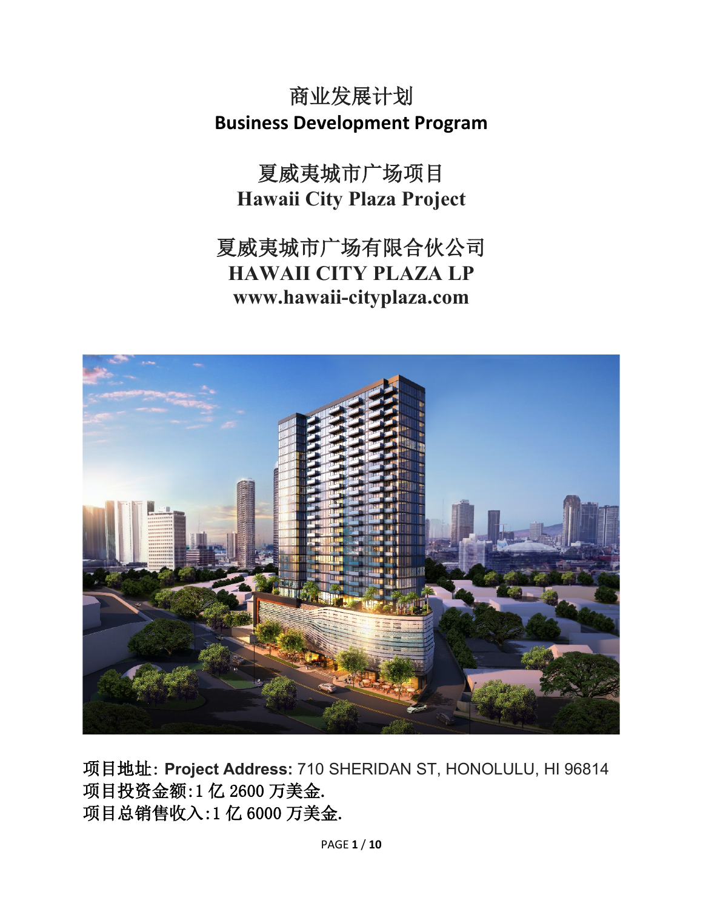# 商业发展计划
# Business Development Program

## 夏威夷城市广场项目
## Hawaii City Plaza Project

## 夏威夷城市广场有限合伙公司
## HAWAII CITY PLAZA LP
## www.hawaii-cityplaza.com

项目地址: **Project Address:** 710 SHERIDAN ST, HONOLULU, HI 96814
项目投资金额:1 亿 2600 万美金.
项目总销售收入:1 亿 6000 万美金.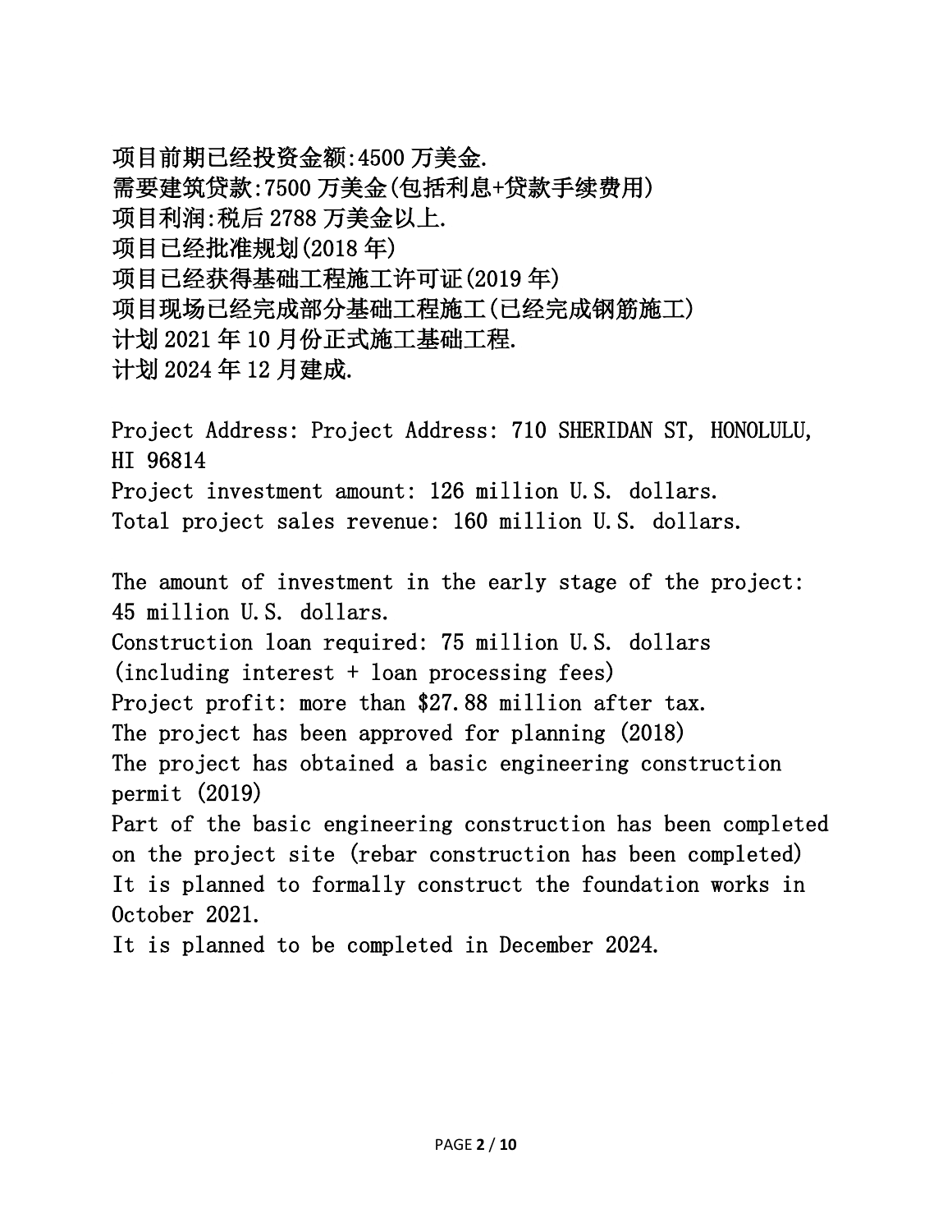项目前期已经投资金额:4500 万美金.
需要建筑贷款:7500 万美金(包括利息+贷款手续费用)
项目利润:税后 2788 万美金以上.
项目已经批准规划(2018 年)
项目已经获得基础工程施工许可证(2019 年)
项目现场已经完成部分基础工程施工(已经完成钢筋施工)
计划 2021 年 10 月份正式施工基础工程.
计划 2024 年 12 月建成.

Project Address: Project Address: 710 SHERIDAN ST, HONOLULU, HI 96814
Project investment amount: 126 million U.S. dollars.
Total project sales revenue: 160 million U.S. dollars.

The amount of investment in the early stage of the project: 45 million U.S. dollars.
Construction loan required: 75 million U.S. dollars (including interest + loan processing fees)
Project profit: more than $27.88 million after tax.
The project has been approved for planning (2018)
The project has obtained a basic engineering construction permit (2019)
Part of the basic engineering construction has been completed on the project site (rebar construction has been completed)
It is planned to formally construct the foundation works in October 2021.
It is planned to be completed in December 2024.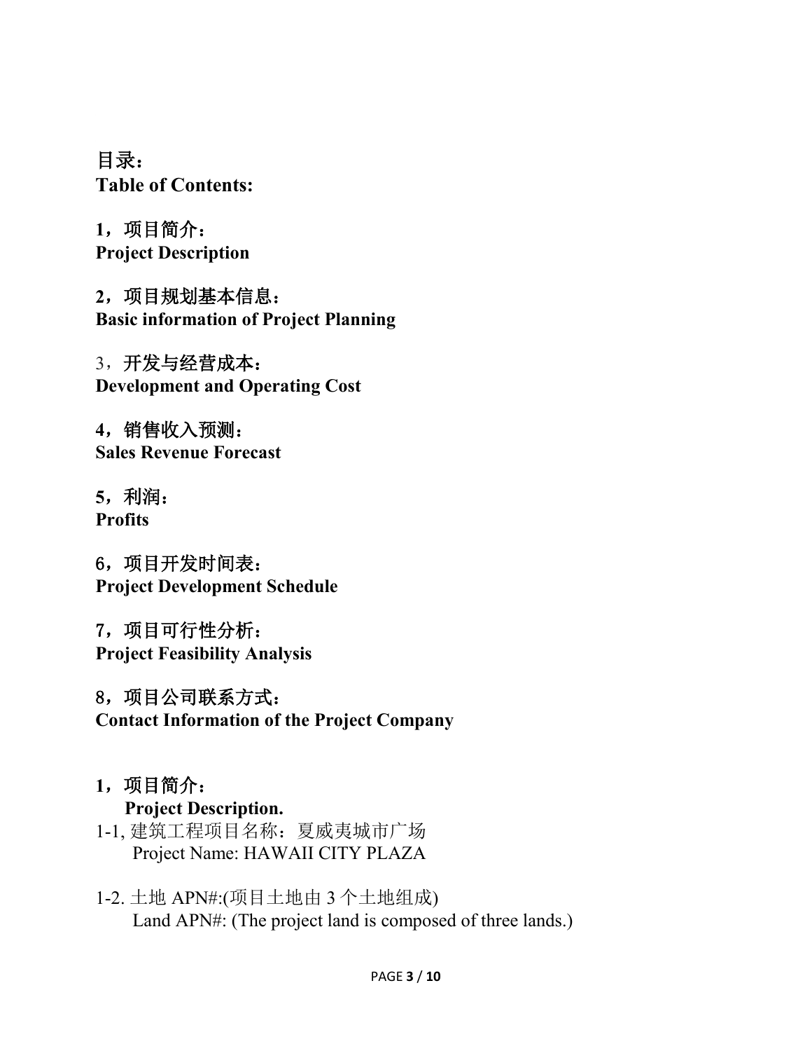**目录：**
**Table of Contents:**

**1，项目简介：**
**Project Description**

**2，项目规划基本信息：**
**Basic information of Project Planning**

3，**开发与经营成本：**
**Development and Operating Cost**

**4，销售收入预测：**
**Sales Revenue Forecast**

**5，利润：**
**Profits**

**6，项目开发时间表：**
**Project Development Schedule**

**7，项目可行性分析：**
**Project Feasibility Analysis**

**8，项目公司联系方式：**
**Contact Information of the Project Company**

## 1，项目简介：
## Project Description.

1-1, 建筑工程项目名称：夏威夷城市广场
Project Name: HAWAII CITY PLAZA

1-2. 土地 APN#:(项目土地由 3 个土地组成)
Land APN#: (The project land is composed of three lands.)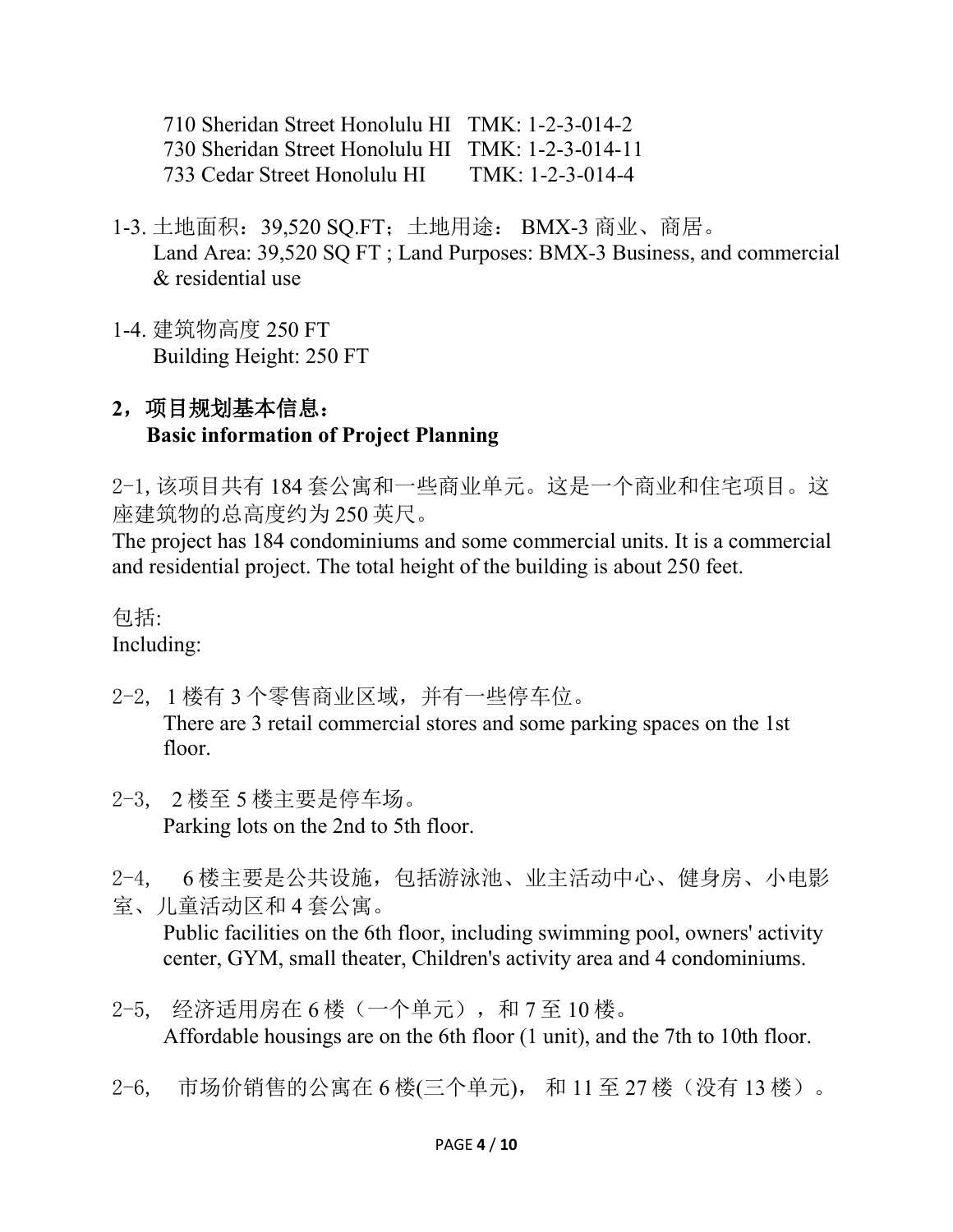710 Sheridan Street Honolulu HI   TMK: 1-2-3-014-2
730 Sheridan Street Honolulu HI   TMK: 1-2-3-014-11
733 Cedar Street Honolulu HI   TMK: 1-2-3-014-4

1-3. 土地面积：39,520 SQ.FT；土地用途： BMX-3 商业、商居。
Land Area: 39,520 SQ FT ; Land Purposes: BMX-3 Business, and commercial & residential use

1-4. 建筑物高度 250 FT
Building Height: 250 FT

**2，项目规划基本信息：**
**Basic information of Project Planning**

2-1, 该项目共有 184 套公寓和一些商业单元。这是一个商业和住宅项目。这座建筑物的总高度约为 250 英尺。
The project has 184 condominiums and some commercial units. It is a commercial and residential project. The total height of the building is about 250 feet.

包括:
Including:

2-2, 1 楼有 3 个零售商业区域，并有一些停车位。
There are 3 retail commercial stores and some parking spaces on the 1st floor.

2-3, 2 楼至 5 楼主要是停车场。
Parking lots on the 2nd to 5th floor.

2-4, 6 楼主要是公共设施，包括游泳池、业主活动中心、健身房、小电影室、儿童活动区和 4 套公寓。
Public facilities on the 6th floor, including swimming pool, owners' activity center, GYM, small theater, Children's activity area and 4 condominiums.

2-5, 经济适用房在 6 楼（一个单元），和 7 至 10 楼。
Affordable housings are on the 6th floor (1 unit), and the 7th to 10th floor.

2-6, 市场价销售的公寓在 6 楼(三个单元)， 和 11 至 27 楼（没有 13 楼）。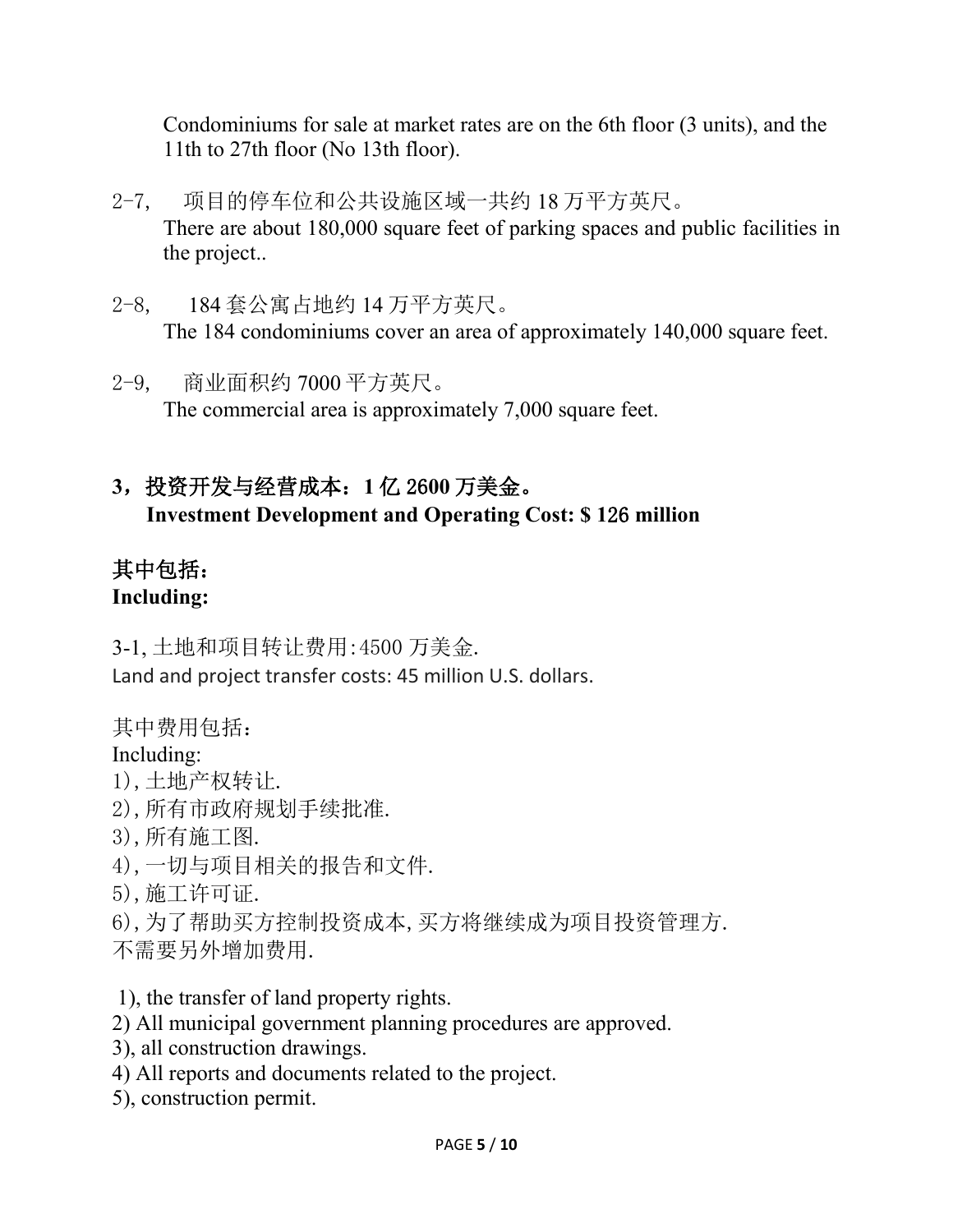Condominiums for sale at market rates are on the 6th floor (3 units), and the 11th to 27th floor (No 13th floor).

2-7,　项目的停车位和公共设施区域一共约 18 万平方英尺。
There are about 180,000 square feet of parking spaces and public facilities in the project..

2-8,　184 套公寓占地约 14 万平方英尺。
The 184 condominiums cover an area of approximately 140,000 square feet.

2-9,　商业面积约 7000 平方英尺。
The commercial area is approximately 7,000 square feet.

**3，投资开发与经营成本：1 亿 2600 万美金。**
**Investment Development and Operating Cost: $ 126 million**

**其中包括：**
**Including:**

3-1, 土地和项目转让费用:4500 万美金.
Land and project transfer costs: 45 million U.S. dollars.

其中费用包括：
Including:
1),土地产权转让.
2),所有市政府规划手续批准.
3),所有施工图.
4),一切与项目相关的报告和文件.
5),施工许可证.
6),为了帮助买方控制投资成本,买方将继续成为项目投资管理方.
不需要另外增加费用.

1), the transfer of land property rights.
2) All municipal government planning procedures are approved.
3), all construction drawings.
4) All reports and documents related to the project.
5), construction permit.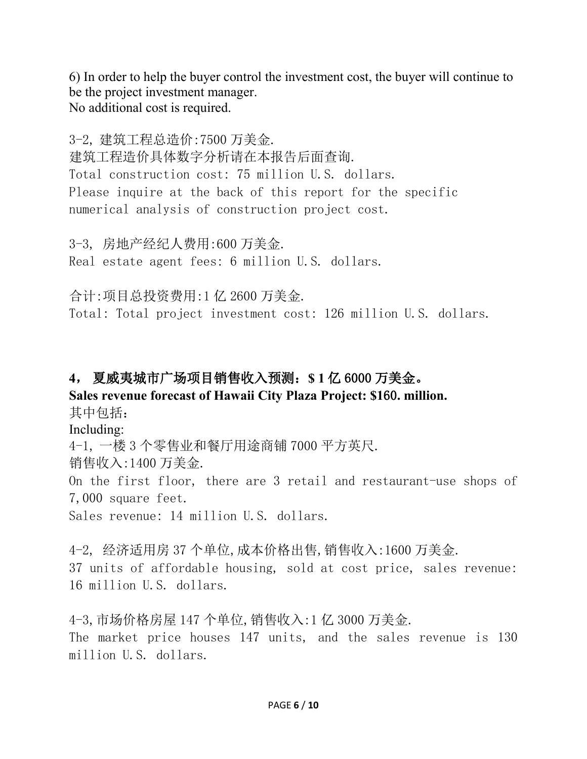6) In order to help the buyer control the investment cost, the buyer will continue to be the project investment manager.
No additional cost is required.

3-2, 建筑工程总造价:7500 万美金.
建筑工程造价具体数字分析请在本报告后面查询.
Total construction cost: 75 million U.S. dollars.
Please inquire at the back of this report for the specific numerical analysis of construction project cost.

3-3, 房地产经纪人费用:600 万美金.
Real estate agent fees: 6 million U.S. dollars.

合计:项目总投资费用:1 亿 2600 万美金.
Total: Total project investment cost: 126 million U.S. dollars.

**4， 夏威夷城市广场项目销售收入预测：$ 1 亿 6000 万美金。**
**Sales revenue forecast of Hawaii City Plaza Project: $160. million.**

其中包括：
Including:

4-1, 一楼 3 个零售业和餐厅用途商铺 7000 平方英尺.
销售收入:1400 万美金.
On the first floor, there are 3 retail and restaurant-use shops of 7,000 square feet.
Sales revenue: 14 million U.S. dollars.

4-2, 经济适用房 37 个单位,成本价格出售,销售收入:1600 万美金.
37 units of affordable housing, sold at cost price, sales revenue: 16 million U.S. dollars.

4-3,市场价格房屋 147 个单位,销售收入:1 亿 3000 万美金.
The market price houses 147 units, and the sales revenue is 130 million U.S. dollars.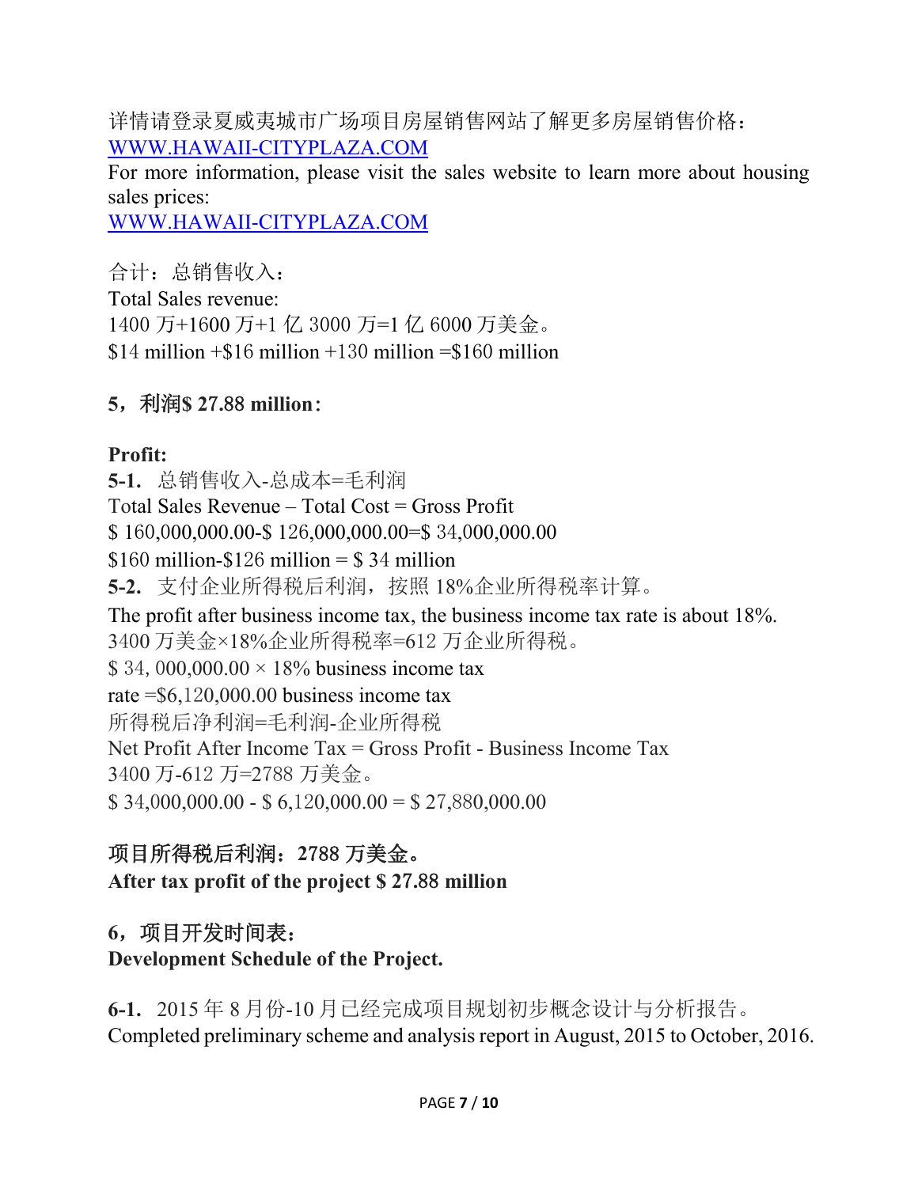详情请登录夏威夷城市广场项目房屋销售网站了解更多房屋销售价格：
[WWW.HAWAII-CITYPLAZA.COM](http://WWW.HAWAII-CITYPLAZA.COM)
For more information, please visit the sales website to learn more about housing sales prices:
[WWW.HAWAII-CITYPLAZA.COM](http://WWW.HAWAII-CITYPLAZA.COM)

合计：总销售收入：
Total Sales revenue:
1400 万+1600 万+1 亿 3000 万=1 亿 6000 万美金。
$14 million +$16 million +130 million =$160 million

**5，利润$ 27.88 million**：

**Profit:**
**5-1.** 总销售收入-总成本=毛利润
Total Sales Revenue – Total Cost = Gross Profit
$ 160,000,000.00-$ 126,000,000.00=$ 34,000,000.00
$160 million-$126 million = $ 34 million
**5-2.** 支付企业所得税后利润，按照 18%企业所得税率计算。
The profit after business income tax, the business income tax rate is about 18%.
3400 万美金×18%企业所得税率=612 万企业所得税。
$ 34, 000,000.00 × 18% business income tax rate =$6,120,000.00 business income tax
所得税后净利润=毛利润-企业所得税
Net Profit After Income Tax = Gross Profit - Business Income Tax
3400 万-612 万=2788 万美金。
$ 34,000,000.00 - $ 6,120,000.00 = $ 27,880,000.00

**项目所得税后利润：2788 万美金。**
**After tax profit of the project $ 27.88 million**

**6，项目开发时间表：**
**Development Schedule of the Project.**

**6-1.** 2015 年 8 月份-10 月已经完成项目规划初步概念设计与分析报告。
Completed preliminary scheme and analysis report in August, 2015 to October, 2016.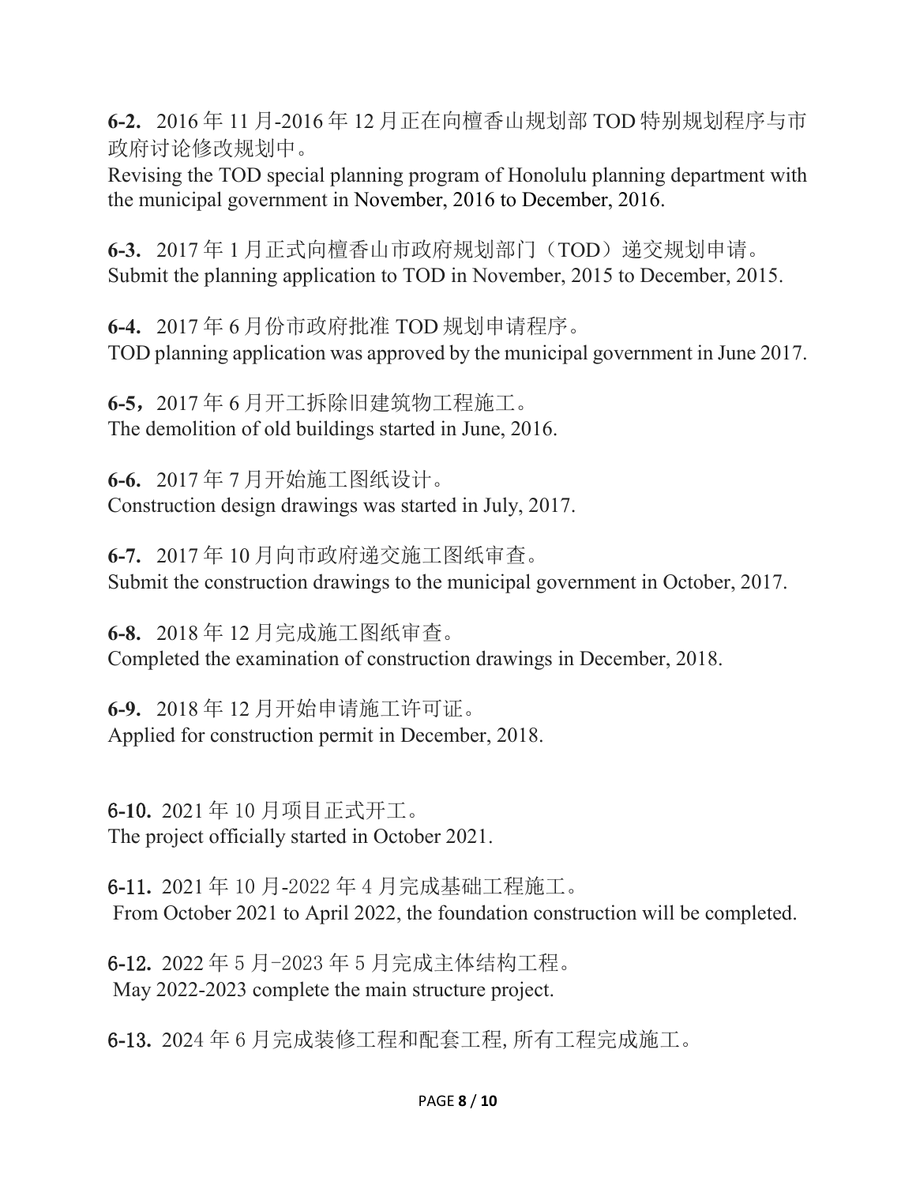**6-2.** 2016 年 11 月-2016 年 12 月正在向檀香山规划部 TOD 特别规划程序与市政府讨论修改规划中。
Revising the TOD special planning program of Honolulu planning department with the municipal government in November, 2016 to December, 2016.

**6-3.** 2017 年 1 月正式向檀香山市政府规划部门（TOD）递交规划申请。
Submit the planning application to TOD in November, 2015 to December, 2015.

**6-4.** 2017 年 6 月份市政府批准 TOD 规划申请程序。
TOD planning application was approved by the municipal government in June 2017.

**6-5，**2017 年 6 月开工拆除旧建筑物工程施工。
The demolition of old buildings started in June, 2016.

**6-6.** 2017 年 7 月开始施工图纸设计。
Construction design drawings was started in July, 2017.

**6-7.** 2017 年 10 月向市政府递交施工图纸审查。
Submit the construction drawings to the municipal government in October, 2017.

**6-8.** 2018 年 12 月完成施工图纸审查。
Completed the examination of construction drawings in December, 2018.

**6-9.** 2018 年 12 月开始申请施工许可证。
Applied for construction permit in December, 2018.

6-10. 2021 年 10 月项目正式开工。
The project officially started in October 2021.

6-11. 2021 年 10 月-2022 年 4 月完成基础工程施工。
From October 2021 to April 2022, the foundation construction will be completed.

6-12. 2022 年 5 月-2023 年 5 月完成主体结构工程。
May 2022-2023 complete the main structure project.

6-13. 2024 年 6 月完成装修工程和配套工程, 所有工程完成施工。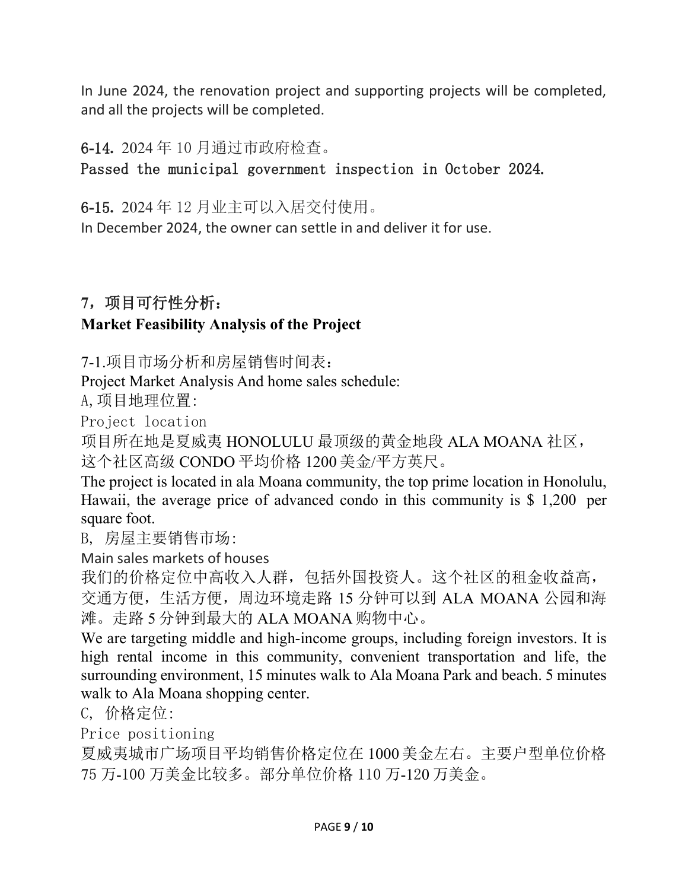In June 2024, the renovation project and supporting projects will be completed, and all the projects will be completed.

**6-14.** 2024 年 10 月通过市政府检查。

Passed the municipal government inspection in October 2024.

**6-15.** 2024 年 12 月业主可以入居交付使用。

In December 2024, the owner can settle in and deliver it for use.

## 7，项目可行性分析：
## Market Feasibility Analysis of the Project

7-1.项目市场分析和房屋销售时间表：

Project Market Analysis And home sales schedule:

A,项目地理位置:

Project location

项目所在地是夏威夷 HONOLULU 最顶级的黄金地段 ALA MOANA 社区，这个社区高级 CONDO 平均价格 1200 美金/平方英尺。

The project is located in ala Moana community, the top prime location in Honolulu, Hawaii, the average price of advanced condo in this community is $ 1,200 per square foot.

B, 房屋主要销售市场:

Main sales markets of houses

我们的价格定位中高收入人群，包括外国投资人。这个社区的租金收益高，交通方便，生活方便，周边环境走路 15 分钟可以到 ALA MOANA 公园和海滩。走路 5 分钟到最大的 ALA MOANA 购物中心。

We are targeting middle and high-income groups, including foreign investors. It is high rental income in this community, convenient transportation and life, the surrounding environment, 15 minutes walk to Ala Moana Park and beach. 5 minutes walk to Ala Moana shopping center.

C, 价格定位:

Price positioning

夏威夷城市广场项目平均销售价格定位在 1000 美金左右。主要户型单位价格 75 万-100 万美金比较多。部分单位价格 110 万-120 万美金。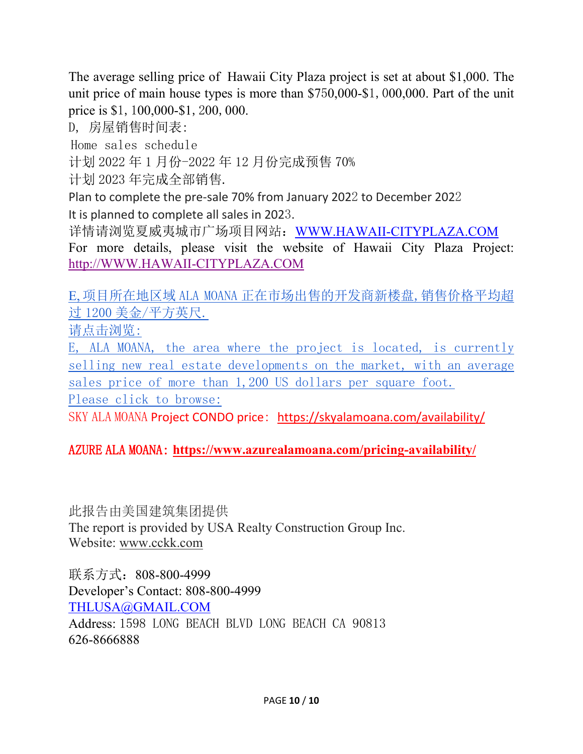The average selling price of Hawaii City Plaza project is set at about $1,000. The unit price of main house types is more than $750,000-$1, 000,000. Part of the unit price is $1, 100,000-$1, 200, 000.

D, 房屋销售时间表:

Home sales schedule

计划 2022 年 1 月份-2022 年 12 月份完成预售 70%

计划 2023 年完成全部销售.

Plan to complete the pre-sale 70% from January 2022 to December 2022

It is planned to complete all sales in 2023.

详情请浏览夏威夷城市广场项目网站：WWW.HAWAII-CITYPLAZA.COM

For more details, please visit the website of Hawaii City Plaza Project: http://WWW.HAWAII-CITYPLAZA.COM

E,项目所在地区域 ALA MOANA 正在市场出售的开发商新楼盘,销售价格平均超过 1200 美金/平方英尺.

请点击浏览:

E, ALA MOANA, the area where the project is located, is currently selling new real estate developments on the market, with an average sales price of more than 1,200 US dollars per square foot.

Please click to browse:

SKY ALA MOANA Project CONDO price： https://skyalamoana.com/availability/

**AZURE ALA MOANA：https://www.azurealamoana.com/pricing-availability/**

此报告由美国建筑集团提供

The report is provided by USA Realty Construction Group Inc.

Website: www.cckk.com

联系方式：808-800-4999

Developer's Contact: 808-800-4999

THLUSA@GMAIL.COM

Address: 1598 LONG BEACH BLVD LONG BEACH CA 90813

626-8666888